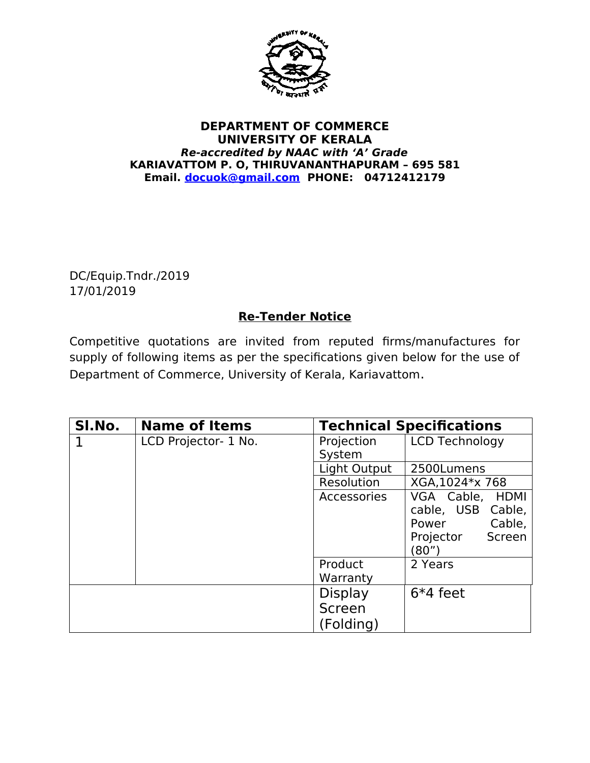**DEPARTMENT OF COMMERCE**
**UNIVERSITY OF KERALA**
***Re-accredited by NAAC with 'A' Grade***
**KARIAVATTOM P. O, THIRUVANANTHAPURAM – 695 581**
**Email. docuok@gmail.com PHONE: 04712412179**

DC/Equip.Tndr./2019
17/01/2019

## Re-Tender Notice

Competitive quotations are invited from reputed firms/manufactures for supply of following items as per the specifications given below for the use of Department of Commerce, University of Kerala, Kariavattom.

| Sl.No. | Name of Items | Technical Specifications | |
|---|---|---|---|
| 1 | LCD Projector- 1 No. | Projection System | LCD Technology |
| | | Light Output | 2500Lumens |
| | | Resolution | XGA,1024*x 768 |
| | | Accessories | VGA Cable, HDMI cable, USB Cable, Power Cable, Projector Screen (80") |
| | | Product Warranty | 2 Years |
| | | Display Screen (Folding) | 6*4 feet |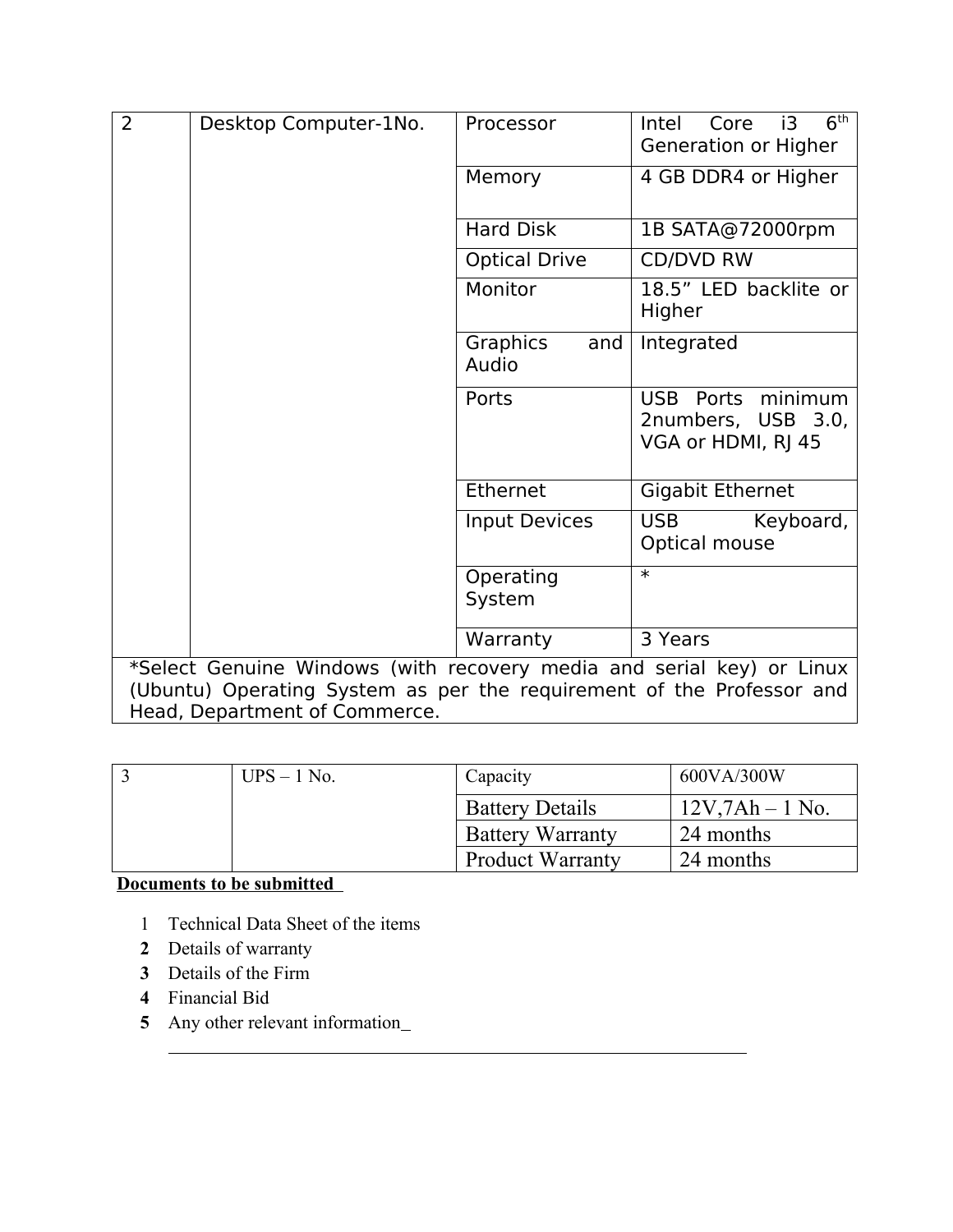| 2 | Desktop Computer-1No. | Processor | Intel Core i3 6th Generation or Higher |
|---|---|---|---|
| | | Memory | 4 GB DDR4 or Higher |
| | | Hard Disk | 1B SATA@72000rpm |
| | | Optical Drive | CD/DVD RW |
| | | Monitor | 18.5" LED backlite or Higher |
| | | Graphics and Audio | Integrated |
| | | Ports | USB Ports minimum 2numbers, USB 3.0, VGA or HDMI, RJ 45 |
| | | Ethernet | Gigabit Ethernet |
| | | Input Devices | USB Keyboard, Optical mouse |
| | | Operating System | * |
| | | Warranty | 3 Years |
| *Select Genuine Windows (with recovery media and serial key) or Linux (Ubuntu) Operating System as per the requirement of the Professor and Head, Department of Commerce. | | | |

| 3 | UPS – 1 No. | Capacity | 600VA/300W |
|---|---|---|---|
| | | Battery Details | 12V,7Ah – 1 No. |
| | | Battery Warranty | 24 months |
| | | Product Warranty | 24 months |

**Documents to be submitted**

1. Technical Data Sheet of the items
2. Details of warranty
3. Details of the Firm
4. Financial Bid
5. Any other relevant information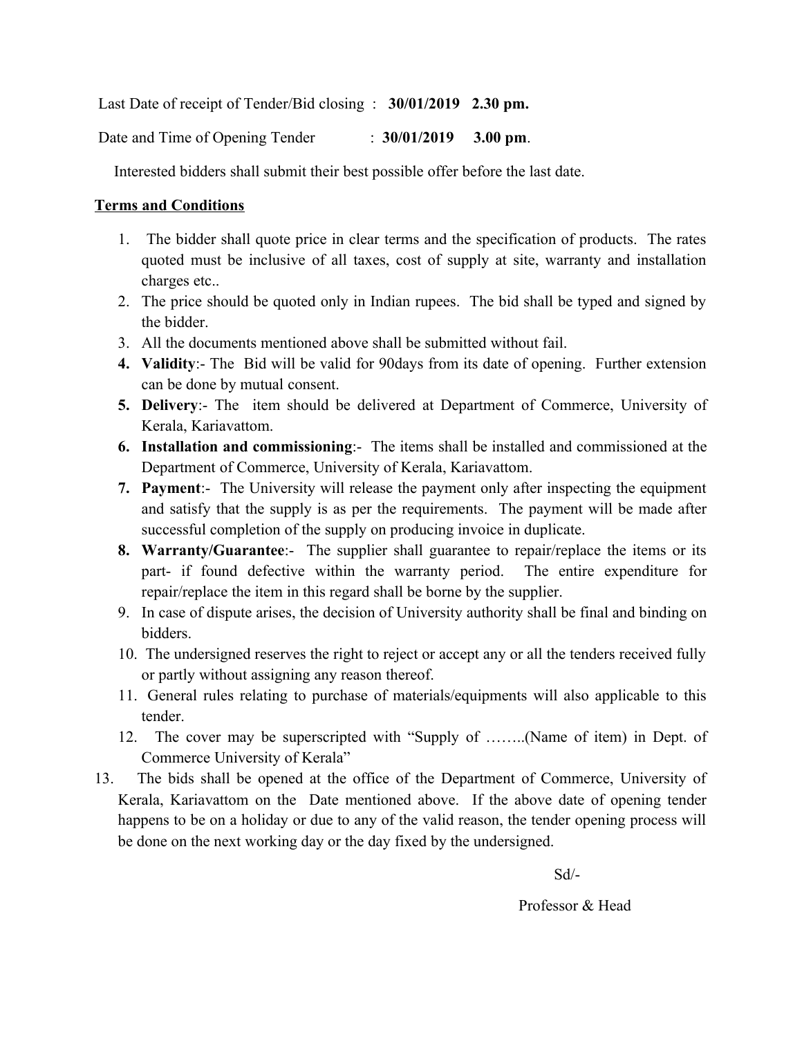Last Date of receipt of Tender/Bid closing : **30/01/2019 2.30 pm.**

Date and Time of Opening Tender : **30/01/2019 3.00 pm**.

Interested bidders shall submit their best possible offer before the last date.

**Terms and Conditions**

1. The bidder shall quote price in clear terms and the specification of products. The rates quoted must be inclusive of all taxes, cost of supply at site, warranty and installation charges etc..
2. The price should be quoted only in Indian rupees. The bid shall be typed and signed by the bidder.
3. All the documents mentioned above shall be submitted without fail.
4. **Validity**:- The Bid will be valid for 90days from its date of opening. Further extension can be done by mutual consent.
5. **Delivery**:- The item should be delivered at Department of Commerce, University of Kerala, Kariavattom.
6. **Installation and commissioning**:- The items shall be installed and commissioned at the Department of Commerce, University of Kerala, Kariavattom.
7. **Payment**:- The University will release the payment only after inspecting the equipment and satisfy that the supply is as per the requirements. The payment will be made after successful completion of the supply on producing invoice in duplicate.
8. **Warranty/Guarantee**:- The supplier shall guarantee to repair/replace the items or its part- if found defective within the warranty period. The entire expenditure for repair/replace the item in this regard shall be borne by the supplier.
9. In case of dispute arises, the decision of University authority shall be final and binding on bidders.
10. The undersigned reserves the right to reject or accept any or all the tenders received fully or partly without assigning any reason thereof.
11. General rules relating to purchase of materials/equipments will also applicable to this tender.
12. The cover may be superscripted with "Supply of ……..(Name of item) in Dept. of Commerce University of Kerala"
13. The bids shall be opened at the office of the Department of Commerce, University of Kerala, Kariavattom on the Date mentioned above. If the above date of opening tender happens to be on a holiday or due to any of the valid reason, the tender opening process will be done on the next working day or the day fixed by the undersigned.

Sd/-

Professor & Head